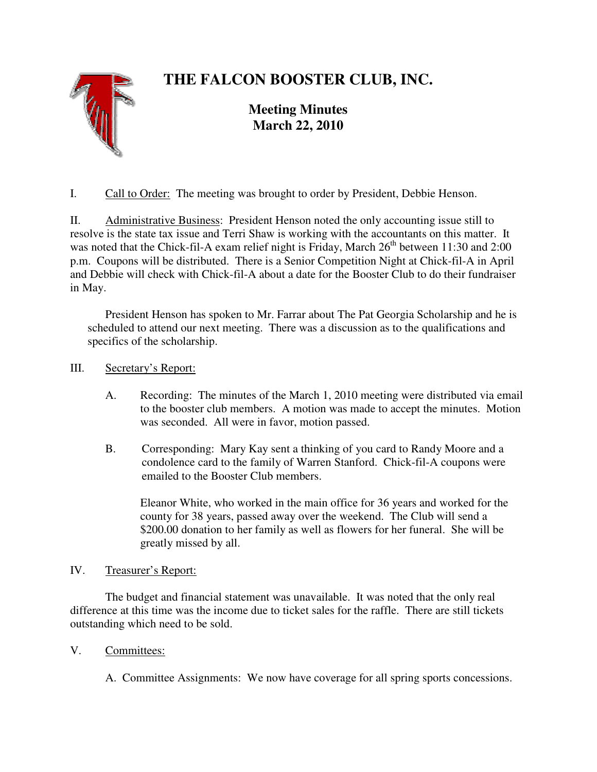# THE FALCON BOOSTER CLUB, INC.

## Meeting Minutes
## March 22, 2010

I. Call to Order: The meeting was brought to order by President, Debbie Henson.

II. Administrative Business: President Henson noted the only accounting issue still to resolve is the state tax issue and Terri Shaw is working with the accountants on this matter. It was noted that the Chick-fil-A exam relief night is Friday, March 26th between 11:30 and 2:00 p.m. Coupons will be distributed. There is a Senior Competition Night at Chick-fil-A in April and Debbie will check with Chick-fil-A about a date for the Booster Club to do their fundraiser in May.

President Henson has spoken to Mr. Farrar about The Pat Georgia Scholarship and he is scheduled to attend our next meeting. There was a discussion as to the qualifications and specifics of the scholarship.

III. Secretary's Report:

A. Recording: The minutes of the March 1, 2010 meeting were distributed via email to the booster club members. A motion was made to accept the minutes. Motion was seconded. All were in favor, motion passed.

B. Corresponding: Mary Kay sent a thinking of you card to Randy Moore and a condolence card to the family of Warren Stanford. Chick-fil-A coupons were emailed to the Booster Club members.

Eleanor White, who worked in the main office for 36 years and worked for the county for 38 years, passed away over the weekend. The Club will send a $200.00 donation to her family as well as flowers for her funeral. She will be greatly missed by all.

IV. Treasurer's Report:

The budget and financial statement was unavailable. It was noted that the only real difference at this time was the income due to ticket sales for the raffle. There are still tickets outstanding which need to be sold.

V. Committees:

A. Committee Assignments: We now have coverage for all spring sports concessions.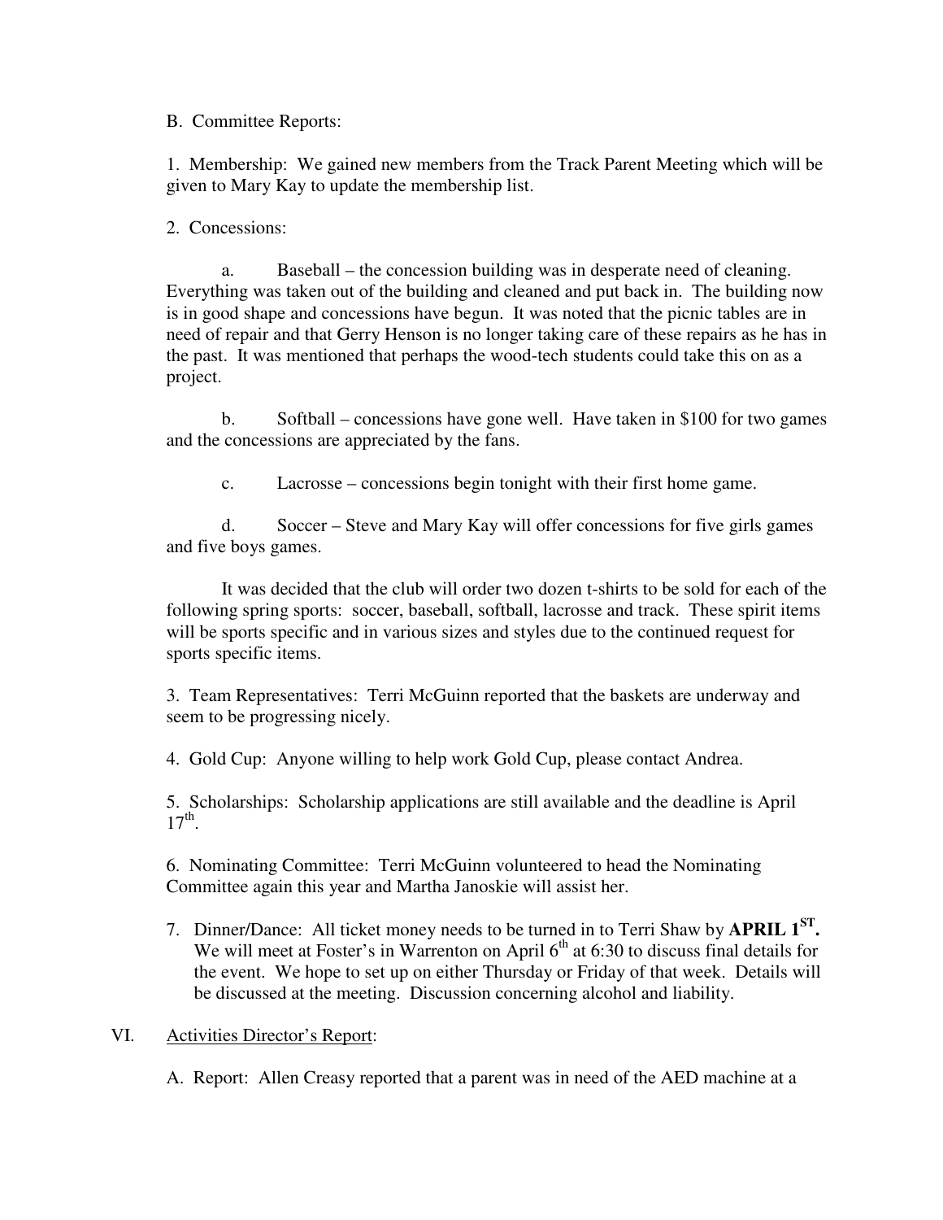B. Committee Reports:

1. Membership: We gained new members from the Track Parent Meeting which will be given to Mary Kay to update the membership list.

2. Concessions:

a. Baseball – the concession building was in desperate need of cleaning. Everything was taken out of the building and cleaned and put back in. The building now is in good shape and concessions have begun. It was noted that the picnic tables are in need of repair and that Gerry Henson is no longer taking care of these repairs as he has in the past. It was mentioned that perhaps the wood-tech students could take this on as a project.

b. Softball – concessions have gone well. Have taken in $100 for two games and the concessions are appreciated by the fans.

c. Lacrosse – concessions begin tonight with their first home game.

d. Soccer – Steve and Mary Kay will offer concessions for five girls games and five boys games.

It was decided that the club will order two dozen t-shirts to be sold for each of the following spring sports: soccer, baseball, softball, lacrosse and track. These spirit items will be sports specific and in various sizes and styles due to the continued request for sports specific items.

3. Team Representatives: Terri McGuinn reported that the baskets are underway and seem to be progressing nicely.

4. Gold Cup: Anyone willing to help work Gold Cup, please contact Andrea.

5. Scholarships: Scholarship applications are still available and the deadline is April 17th.

6. Nominating Committee: Terri McGuinn volunteered to head the Nominating Committee again this year and Martha Janoskie will assist her.

7. Dinner/Dance: All ticket money needs to be turned in to Terri Shaw by **APRIL 1ST.** We will meet at Foster's in Warrenton on April 6th at 6:30 to discuss final details for the event. We hope to set up on either Thursday or Friday of that week. Details will be discussed at the meeting. Discussion concerning alcohol and liability.

VI. Activities Director's Report:

A. Report: Allen Creasy reported that a parent was in need of the AED machine at a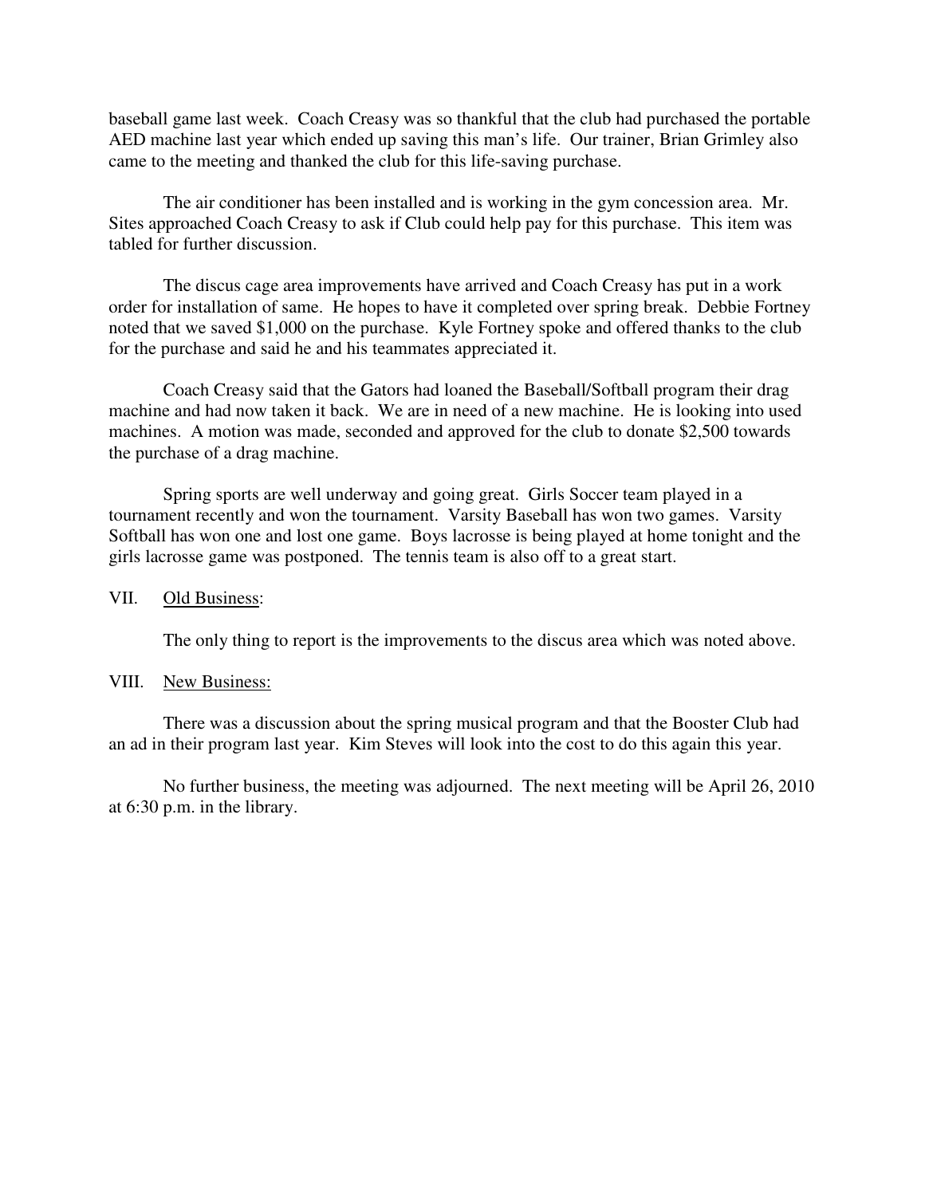baseball game last week. Coach Creasy was so thankful that the club had purchased the portable AED machine last year which ended up saving this man's life. Our trainer, Brian Grimley also came to the meeting and thanked the club for this life-saving purchase.

The air conditioner has been installed and is working in the gym concession area. Mr. Sites approached Coach Creasy to ask if Club could help pay for this purchase. This item was tabled for further discussion.

The discus cage area improvements have arrived and Coach Creasy has put in a work order for installation of same. He hopes to have it completed over spring break. Debbie Fortney noted that we saved $1,000 on the purchase. Kyle Fortney spoke and offered thanks to the club for the purchase and said he and his teammates appreciated it.

Coach Creasy said that the Gators had loaned the Baseball/Softball program their drag machine and had now taken it back. We are in need of a new machine. He is looking into used machines. A motion was made, seconded and approved for the club to donate $2,500 towards the purchase of a drag machine.

Spring sports are well underway and going great. Girls Soccer team played in a tournament recently and won the tournament. Varsity Baseball has won two games. Varsity Softball has won one and lost one game. Boys lacrosse is being played at home tonight and the girls lacrosse game was postponed. The tennis team is also off to a great start.

VII. Old Business:

The only thing to report is the improvements to the discus area which was noted above.

VIII. New Business:

There was a discussion about the spring musical program and that the Booster Club had an ad in their program last year. Kim Steves will look into the cost to do this again this year.

No further business, the meeting was adjourned. The next meeting will be April 26, 2010 at 6:30 p.m. in the library.